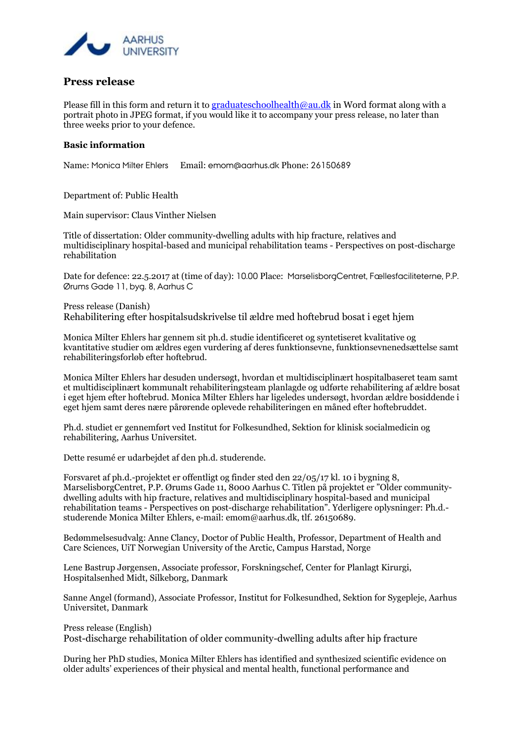AARHUS UNIVERSITY

# Press release

Please fill in this form and return it to graduateschoolhealth@au.dk in Word format along with a portrait photo in JPEG format, if you would like it to accompany your press release, no later than three weeks prior to your defence.

### Basic information

Name: Monica Milter Ehlers    Email: emom@aarhus.dk Phone: 26150689

Department of: Public Health

Main supervisor: Claus Vinther Nielsen

Title of dissertation: Older community-dwelling adults with hip fracture, relatives and multidisciplinary hospital-based and municipal rehabilitation teams - Perspectives on post-discharge rehabilitation

Date for defence: 22.5.2017 at (time of day): 10.00 Place: MarselisborgCentret, Fællesfaciliteterne, P.P. Ørums Gade 11, byg. 8, Aarhus C

Press release (Danish)

Rehabilitering efter hospitalsudskrivelse til ældre med hoftebrud bosat i eget hjem

Monica Milter Ehlers har gennem sit ph.d. studie identificeret og syntetiseret kvalitative og kvantitative studier om ældres egen vurdering af deres funktionsevne, funktionsevnenedsættelse samt rehabiliteringsforløb efter hoftebrud.

Monica Milter Ehlers har desuden undersøgt, hvordan et multidisciplinært hospitalbaseret team samt et multidisciplinært kommunalt rehabiliteringsteam planlagde og udførte rehabilitering af ældre bosat i eget hjem efter hoftebrud. Monica Milter Ehlers har ligeledes undersøgt, hvordan ældre bosiddende i eget hjem samt deres nære pårørende oplevede rehabiliteringen en måned efter hoftebruddet.

Ph.d. studiet er gennemført ved Institut for Folkesundhed, Sektion for klinisk socialmedicin og rehabilitering, Aarhus Universitet.

Dette resumé er udarbejdet af den ph.d. studerende.

Forsvaret af ph.d.-projektet er offentligt og finder sted den 22/05/17 kl. 10 i bygning 8, MarselisborgCentret, P.P. Ørums Gade 11, 8000 Aarhus C. Titlen på projektet er "Older community-dwelling adults with hip fracture, relatives and multidisciplinary hospital-based and municipal rehabilitation teams - Perspectives on post-discharge rehabilitation". Yderligere oplysninger: Ph.d.-studerende Monica Milter Ehlers, e-mail: emom@aarhus.dk, tlf. 26150689.

Bedømmelsesudvalg: Anne Clancy, Doctor of Public Health, Professor, Department of Health and Care Sciences, UiT Norwegian University of the Arctic, Campus Harstad, Norge

Lene Bastrup Jørgensen, Associate professor, Forskningschef, Center for Planlagt Kirurgi, Hospitalsenhed Midt, Silkeborg, Danmark

Sanne Angel (formand), Associate Professor, Institut for Folkesundhed, Sektion for Sygepleje, Aarhus Universitet, Danmark

Press release (English)

Post-discharge rehabilitation of older community-dwelling adults after hip fracture

During her PhD studies, Monica Milter Ehlers has identified and synthesized scientific evidence on older adults' experiences of their physical and mental health, functional performance and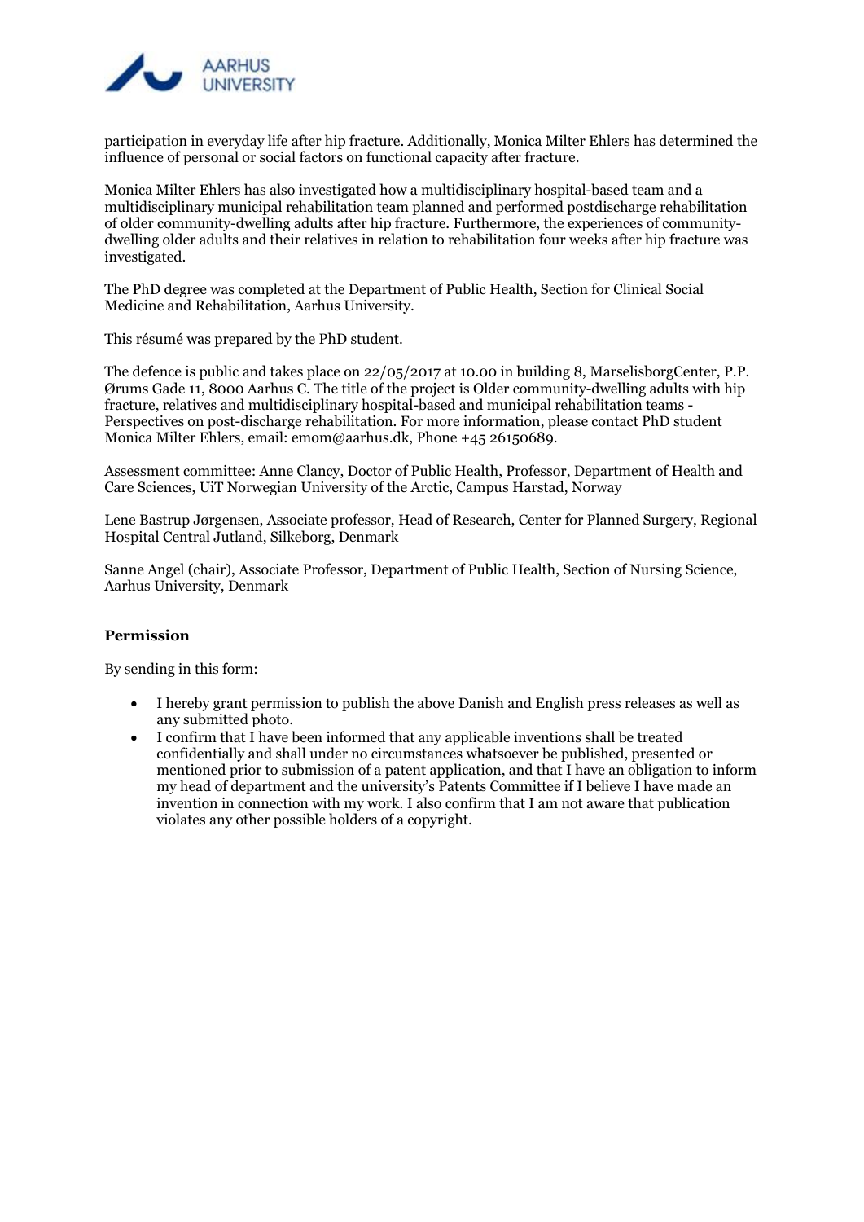participation in everyday life after hip fracture. Additionally, Monica Milter Ehlers has determined the influence of personal or social factors on functional capacity after fracture.

Monica Milter Ehlers has also investigated how a multidisciplinary hospital-based team and a multidisciplinary municipal rehabilitation team planned and performed postdischarge rehabilitation of older community-dwelling adults after hip fracture. Furthermore, the experiences of community-dwelling older adults and their relatives in relation to rehabilitation four weeks after hip fracture was investigated.

The PhD degree was completed at the Department of Public Health, Section for Clinical Social Medicine and Rehabilitation, Aarhus University.

This résumé was prepared by the PhD student.

The defence is public and takes place on 22/05/2017 at 10.00 in building 8, MarselisborgCenter, P.P. Ørums Gade 11, 8000 Aarhus C. The title of the project is Older community-dwelling adults with hip fracture, relatives and multidisciplinary hospital-based and municipal rehabilitation teams - Perspectives on post-discharge rehabilitation. For more information, please contact PhD student Monica Milter Ehlers, email: emom@aarhus.dk, Phone +45 26150689.

Assessment committee: Anne Clancy, Doctor of Public Health, Professor, Department of Health and Care Sciences, UiT Norwegian University of the Arctic, Campus Harstad, Norway

Lene Bastrup Jørgensen, Associate professor, Head of Research, Center for Planned Surgery, Regional Hospital Central Jutland, Silkeborg, Denmark

Sanne Angel (chair), Associate Professor, Department of Public Health, Section of Nursing Science, Aarhus University, Denmark

**Permission**

By sending in this form:

- I hereby grant permission to publish the above Danish and English press releases as well as any submitted photo.
- I confirm that I have been informed that any applicable inventions shall be treated confidentially and shall under no circumstances whatsoever be published, presented or mentioned prior to submission of a patent application, and that I have an obligation to inform my head of department and the university's Patents Committee if I believe I have made an invention in connection with my work. I also confirm that I am not aware that publication violates any other possible holders of a copyright.